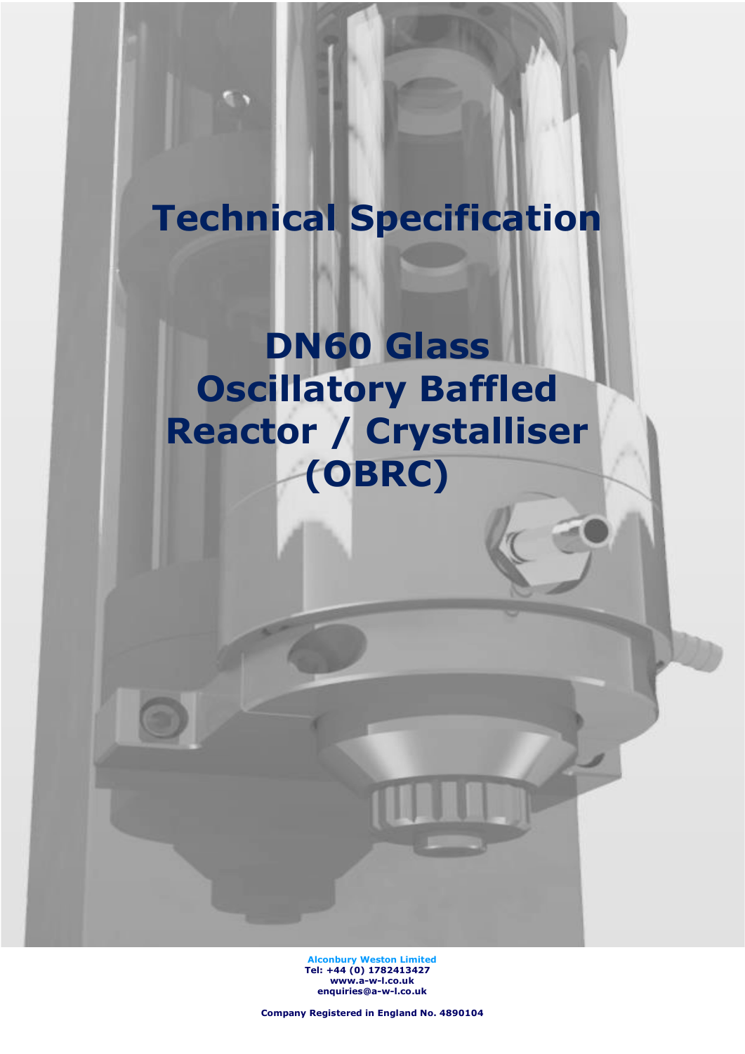# Technical Specification

# DN60 Glass Oscillatory Baffled Reactor / Crystalliser (OBRC)

**Alconbury Weston Limited**
**Tel: +44 (0) 1782413427**
**www.a-w-l.co.uk**
**enquiries@a-w-l.co.uk**

**Company Registered in England No. 4890104**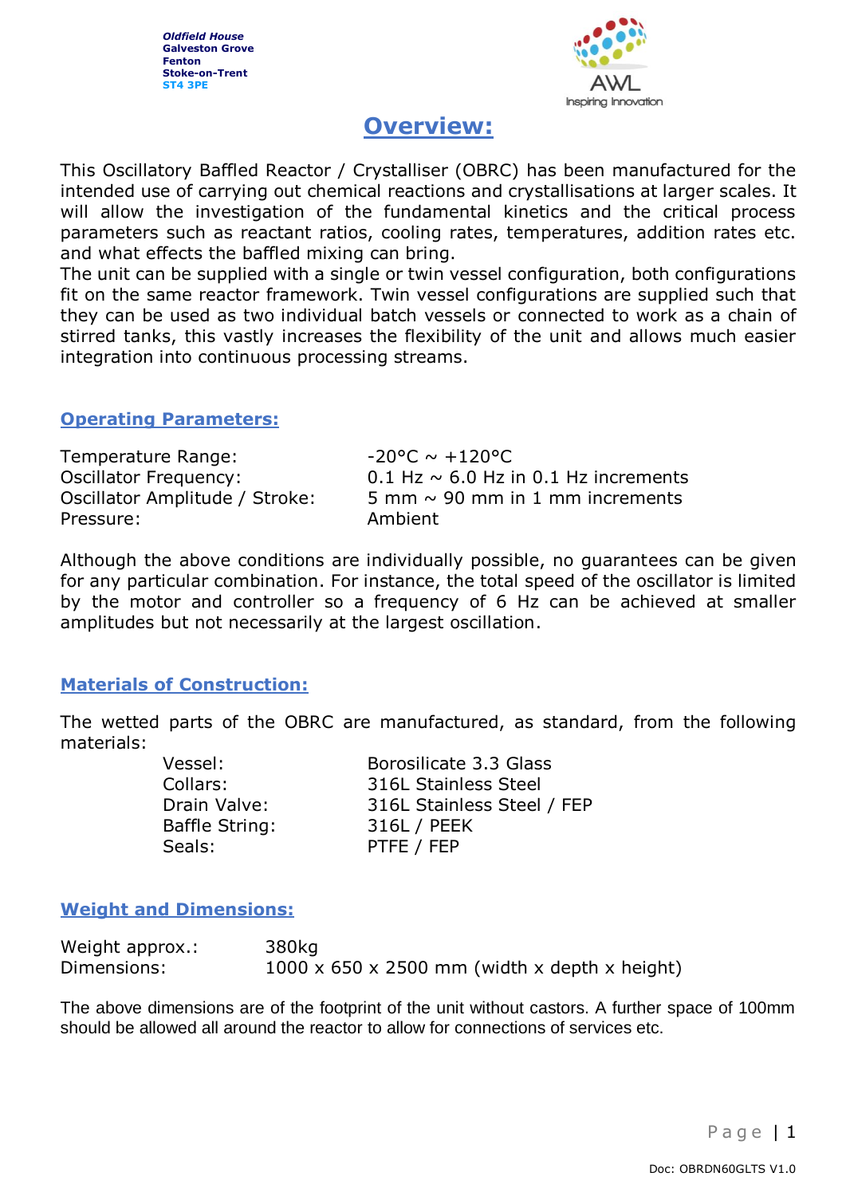*Oldfield House*
**Galveston Grove**
**Fenton**
**Stoke-on-Trent**
**ST4 3PE**

# Overview:

This Oscillatory Baffled Reactor / Crystalliser (OBRC) has been manufactured for the intended use of carrying out chemical reactions and crystallisations at larger scales. It will allow the investigation of the fundamental kinetics and the critical process parameters such as reactant ratios, cooling rates, temperatures, addition rates etc. and what effects the baffled mixing can bring.
The unit can be supplied with a single or twin vessel configuration, both configurations fit on the same reactor framework. Twin vessel configurations are supplied such that they can be used as two individual batch vessels or connected to work as a chain of stirred tanks, this vastly increases the flexibility of the unit and allows much easier integration into continuous processing streams.

## Operating Parameters:

| | |
|---|---|
| Temperature Range: | -20°C ~ +120°C |
| Oscillator Frequency: | 0.1 Hz ~ 6.0 Hz in 0.1 Hz increments |
| Oscillator Amplitude / Stroke: | 5 mm ~ 90 mm in 1 mm increments |
| Pressure: | Ambient |

Although the above conditions are individually possible, no guarantees can be given for any particular combination. For instance, the total speed of the oscillator is limited by the motor and controller so a frequency of 6 Hz can be achieved at smaller amplitudes but not necessarily at the largest oscillation.

## Materials of Construction:

The wetted parts of the OBRC are manufactured, as standard, from the following materials:

| | |
|---|---|
| Vessel: | Borosilicate 3.3 Glass |
| Collars: | 316L Stainless Steel |
| Drain Valve: | 316L Stainless Steel / FEP |
| Baffle String: | 316L / PEEK |
| Seals: | PTFE / FEP |

## Weight and Dimensions:

| | |
|---|---|
| Weight approx.: | 380kg |
| Dimensions: | 1000 x 650 x 2500 mm (width x depth x height) |

The above dimensions are of the footprint of the unit without castors. A further space of 100mm should be allowed all around the reactor to allow for connections of services etc.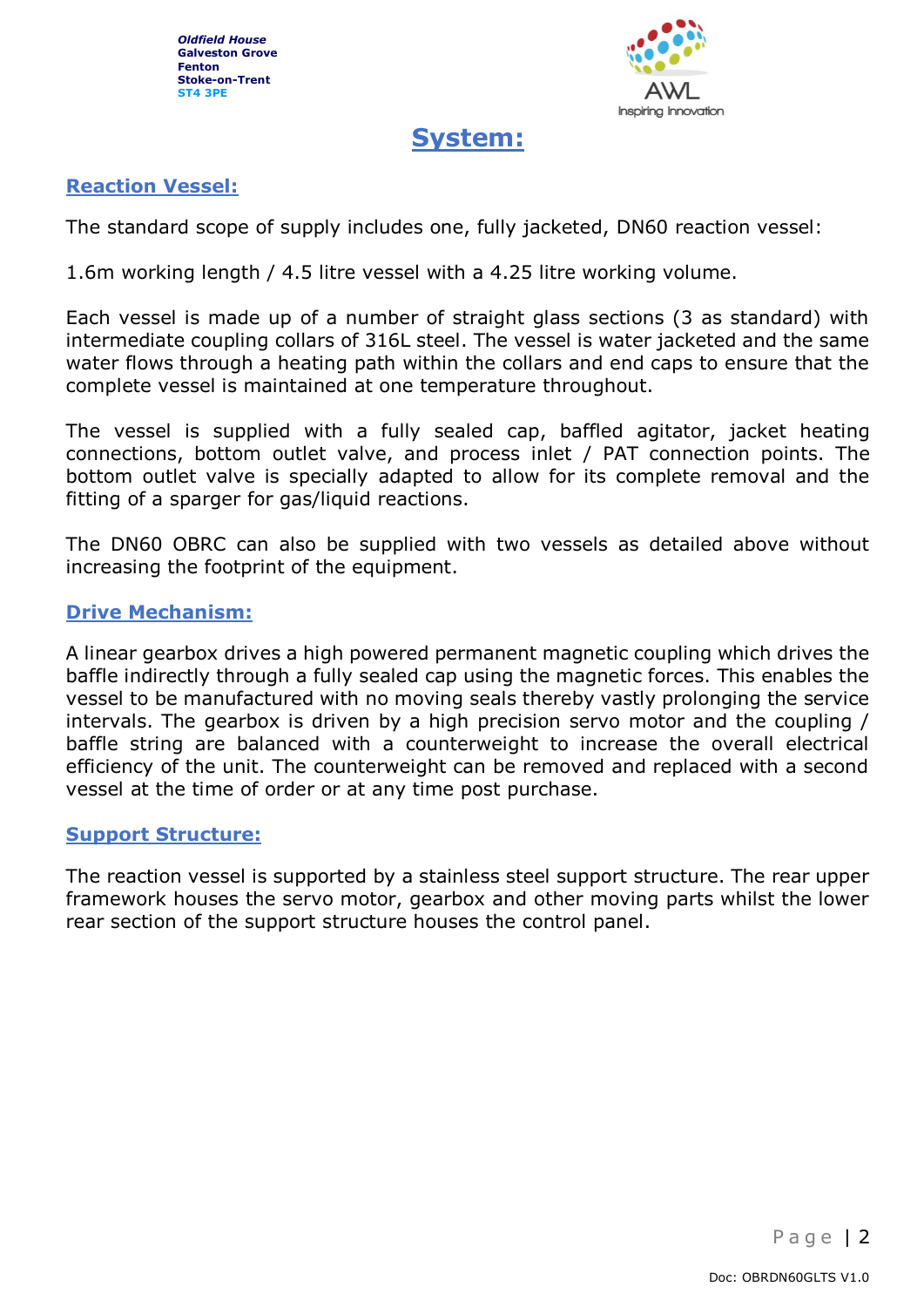# System:

## Reaction Vessel:

The standard scope of supply includes one, fully jacketed, DN60 reaction vessel:

1.6m working length / 4.5 litre vessel with a 4.25 litre working volume.

Each vessel is made up of a number of straight glass sections (3 as standard) with intermediate coupling collars of 316L steel. The vessel is water jacketed and the same water flows through a heating path within the collars and end caps to ensure that the complete vessel is maintained at one temperature throughout.

The vessel is supplied with a fully sealed cap, baffled agitator, jacket heating connections, bottom outlet valve, and process inlet / PAT connection points. The bottom outlet valve is specially adapted to allow for its complete removal and the fitting of a sparger for gas/liquid reactions.

The DN60 OBRC can also be supplied with two vessels as detailed above without increasing the footprint of the equipment.

## Drive Mechanism:

A linear gearbox drives a high powered permanent magnetic coupling which drives the baffle indirectly through a fully sealed cap using the magnetic forces. This enables the vessel to be manufactured with no moving seals thereby vastly prolonging the service intervals. The gearbox is driven by a high precision servo motor and the coupling / baffle string are balanced with a counterweight to increase the overall electrical efficiency of the unit. The counterweight can be removed and replaced with a second vessel at the time of order or at any time post purchase.

## Support Structure:

The reaction vessel is supported by a stainless steel support structure. The rear upper framework houses the servo motor, gearbox and other moving parts whilst the lower rear section of the support structure houses the control panel.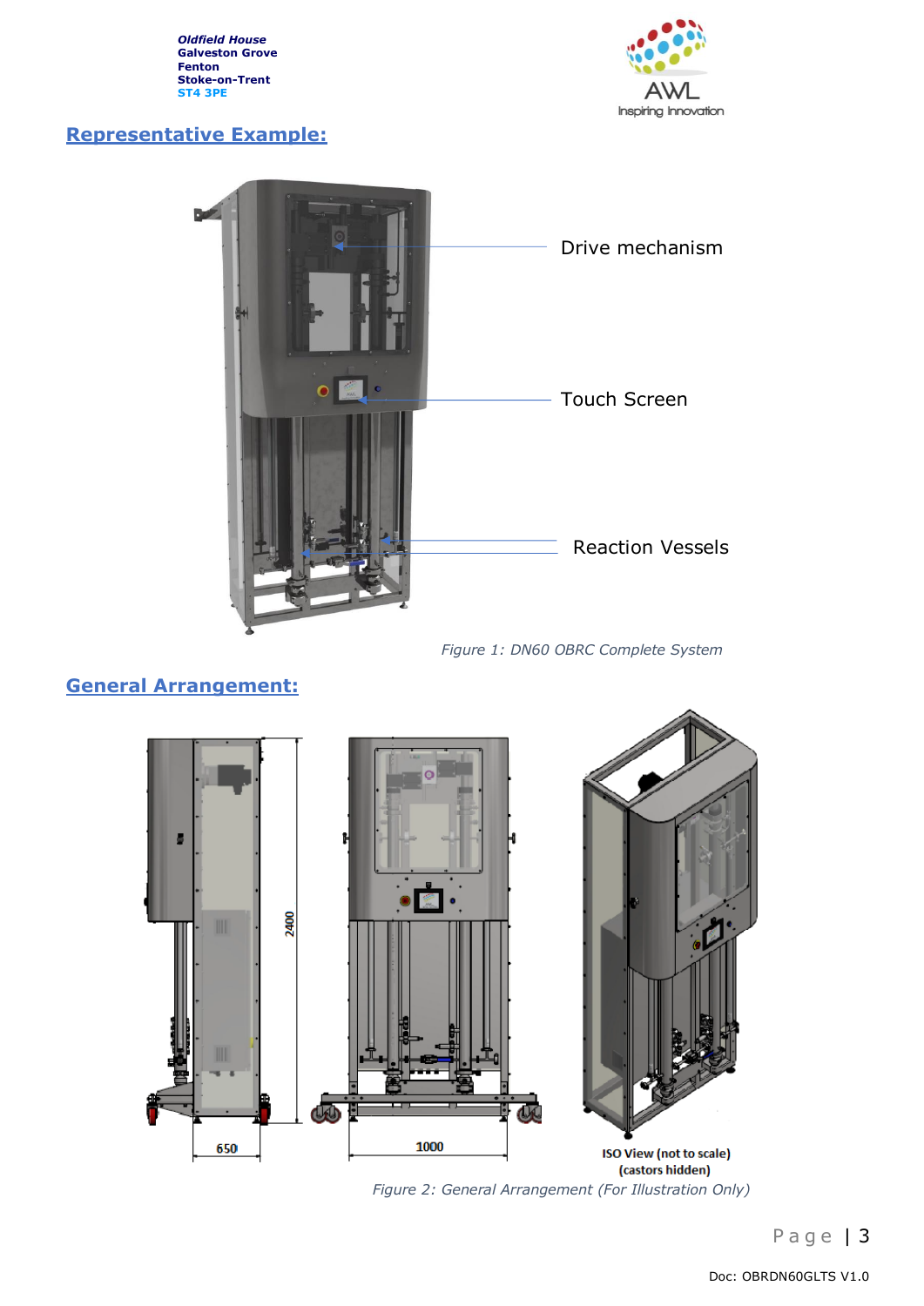## Representative Example:

Drive mechanism

Touch Screen

Reaction Vessels

*Figure 1: DN60 OBRC Complete System*

## General Arrangement:

2400

650

1000

ISO View (not to scale)
(castors hidden)

*Figure 2: General Arrangement (For Illustration Only)*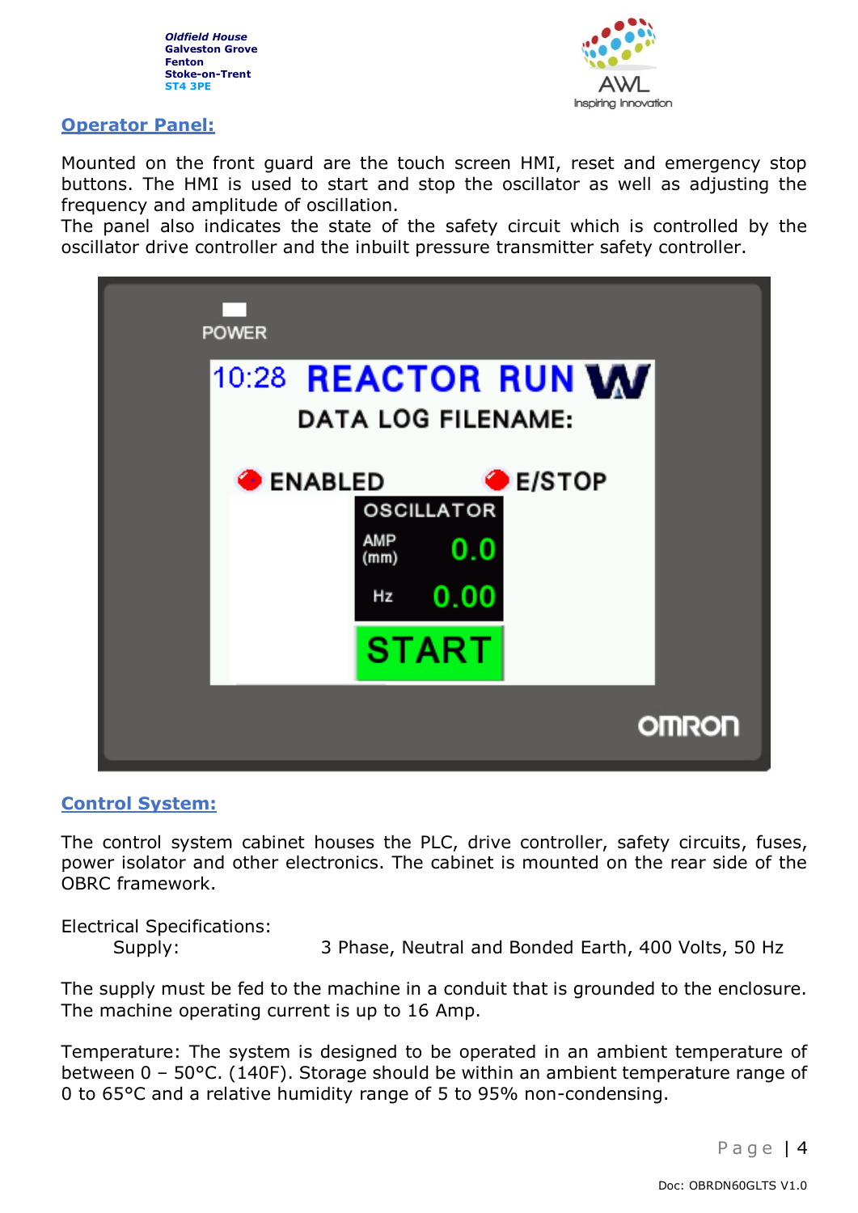## Operator Panel:

Mounted on the front guard are the touch screen HMI, reset and emergency stop buttons. The HMI is used to start and stop the oscillator as well as adjusting the frequency and amplitude of oscillation.
The panel also indicates the state of the safety circuit which is controlled by the oscillator drive controller and the inbuilt pressure transmitter safety controller.

## Control System:

The control system cabinet houses the PLC, drive controller, safety circuits, fuses, power isolator and other electronics. The cabinet is mounted on the rear side of the OBRC framework.

Electrical Specifications:

Supply: 3 Phase, Neutral and Bonded Earth, 400 Volts, 50 Hz

The supply must be fed to the machine in a conduit that is grounded to the enclosure. The machine operating current is up to 16 Amp.

Temperature: The system is designed to be operated in an ambient temperature of between 0 – 50°C. (140F). Storage should be within an ambient temperature range of 0 to 65°C and a relative humidity range of 5 to 95% non-condensing.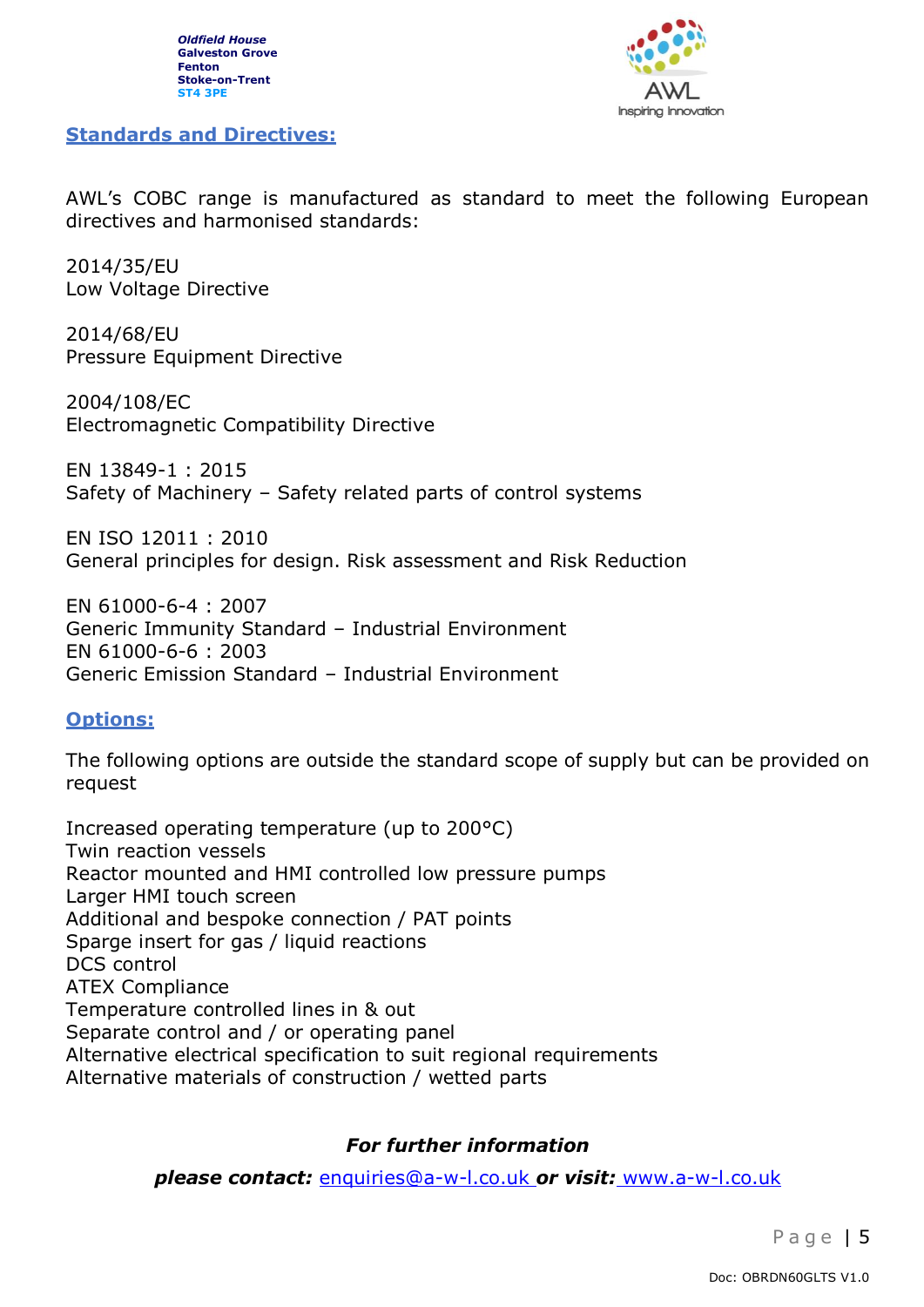## Standards and Directives:

AWL's COBC range is manufactured as standard to meet the following European directives and harmonised standards:

2014/35/EU
Low Voltage Directive

2014/68/EU
Pressure Equipment Directive

2004/108/EC
Electromagnetic Compatibility Directive

EN 13849-1 : 2015
Safety of Machinery – Safety related parts of control systems

EN ISO 12011 : 2010
General principles for design. Risk assessment and Risk Reduction

EN 61000-6-4 : 2007
Generic Immunity Standard – Industrial Environment
EN 61000-6-6 : 2003
Generic Emission Standard – Industrial Environment

## Options:

The following options are outside the standard scope of supply but can be provided on request

Increased operating temperature (up to 200°C)
Twin reaction vessels
Reactor mounted and HMI controlled low pressure pumps
Larger HMI touch screen
Additional and bespoke connection / PAT points
Sparge insert for gas / liquid reactions
DCS control
ATEX Compliance
Temperature controlled lines in & out
Separate control and / or operating panel
Alternative electrical specification to suit regional requirements
Alternative materials of construction / wetted parts

***For further information***

***please contact:*** enquiries@a-w-l.co.uk ***or visit:*** www.a-w-l.co.uk